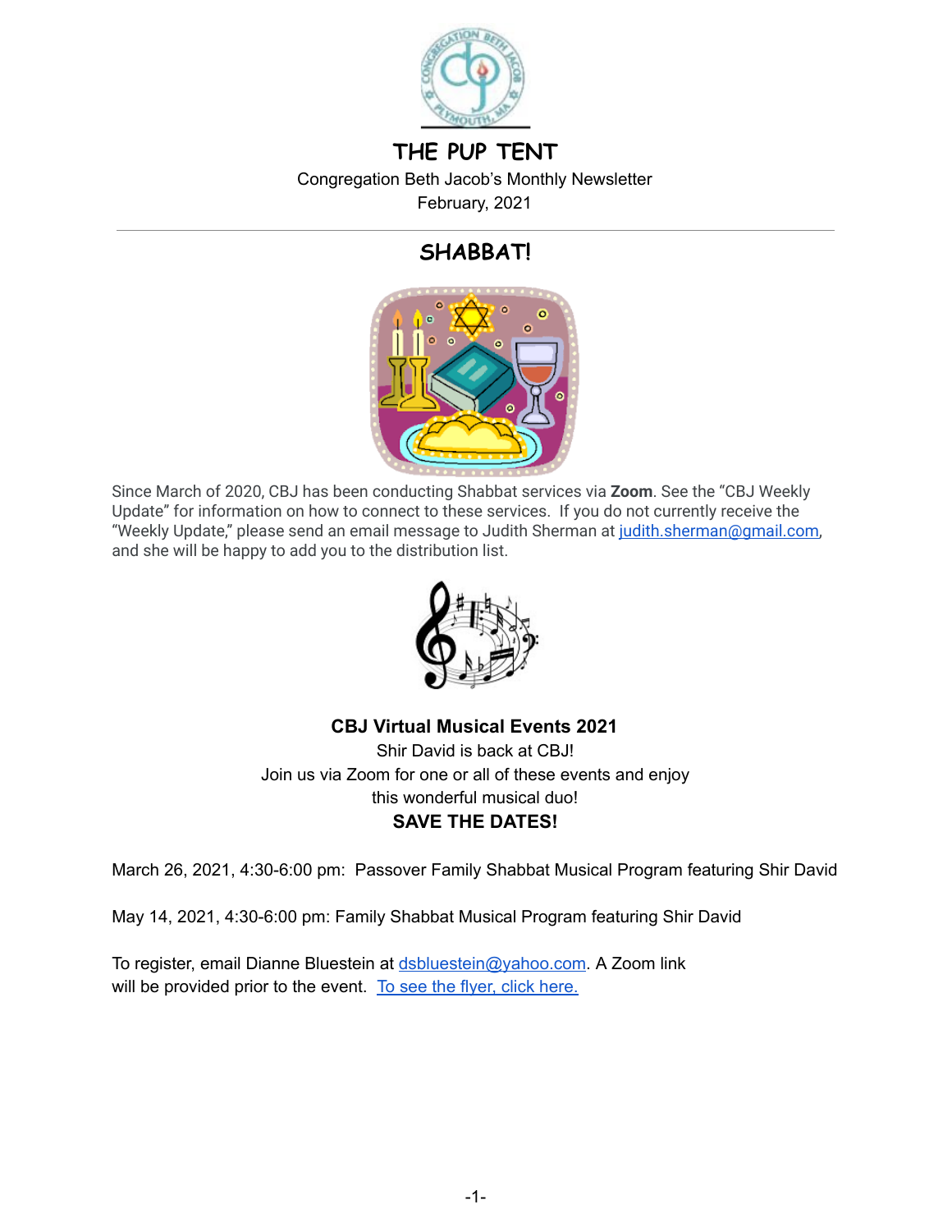# THE PUP TENT

Congregation Beth Jacob's Monthly Newsletter

February, 2021

## SHABBAT!

Since March of 2020, CBJ has been conducting Shabbat services via **Zoom**. See the "CBJ Weekly Update" for information on how to connect to these services. If you do not currently receive the "Weekly Update," please send an email message to Judith Sherman at judith.sherman@gmail.com, and she will be happy to add you to the distribution list.

**CBJ Virtual Musical Events 2021**

Shir David is back at CBJ!

Join us via Zoom for one or all of these events and enjoy this wonderful musical duo!

**SAVE THE DATES!**

March 26, 2021, 4:30-6:00 pm: Passover Family Shabbat Musical Program featuring Shir David

May 14, 2021, 4:30-6:00 pm: Family Shabbat Musical Program featuring Shir David

To register, email Dianne Bluestein at dsbluestein@yahoo.com. A Zoom link will be provided prior to the event. To see the flyer, click here.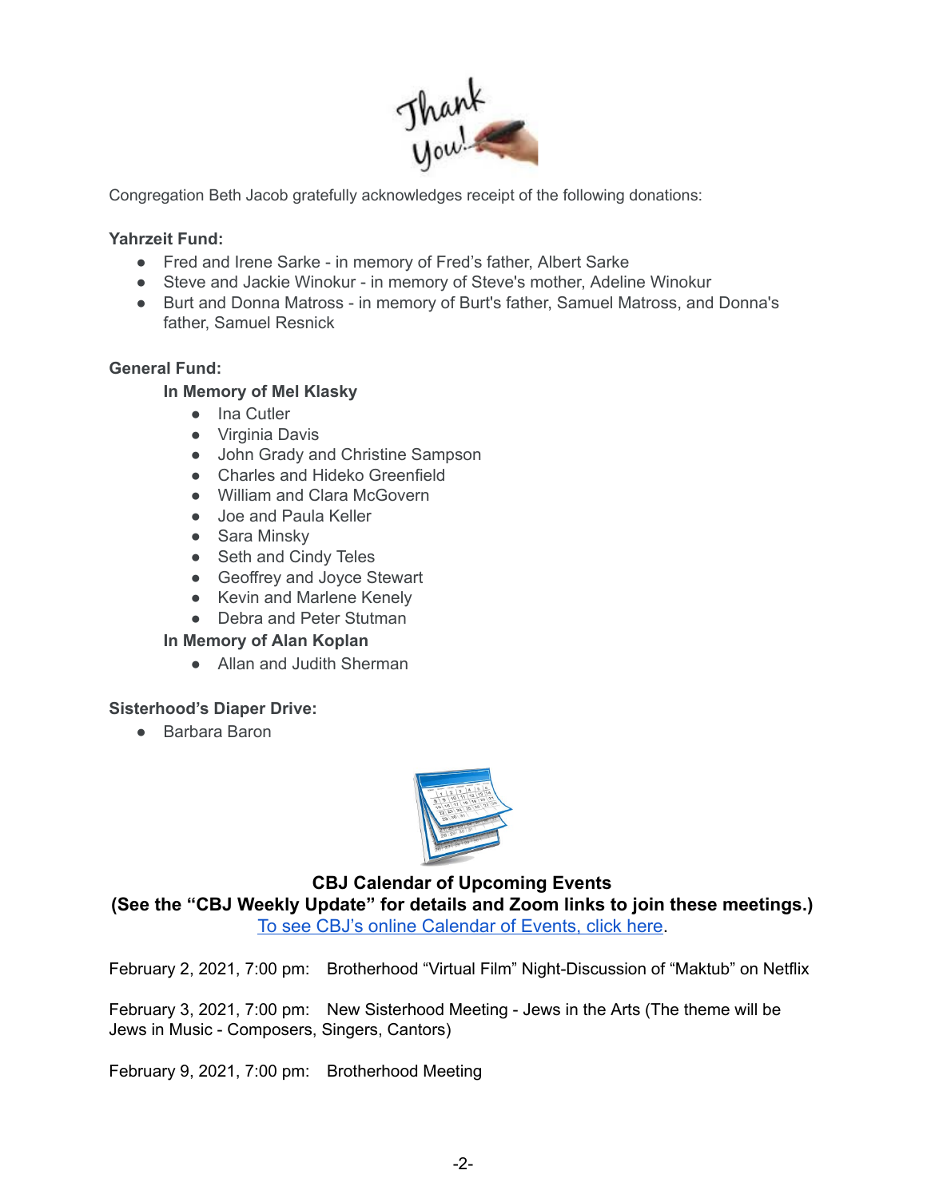Congregation Beth Jacob gratefully acknowledges receipt of the following donations:

**Yahrzeit Fund:**

- Fred and Irene Sarke - in memory of Fred's father, Albert Sarke
- Steve and Jackie Winokur - in memory of Steve's mother, Adeline Winokur
- Burt and Donna Matross - in memory of Burt's father, Samuel Matross, and Donna's father, Samuel Resnick

**General Fund:**

**In Memory of Mel Klasky**

- Ina Cutler
- Virginia Davis
- John Grady and Christine Sampson
- Charles and Hideko Greenfield
- William and Clara McGovern
- Joe and Paula Keller
- Sara Minsky
- Seth and Cindy Teles
- Geoffrey and Joyce Stewart
- Kevin and Marlene Kenely
- Debra and Peter Stutman

**In Memory of Alan Koplan**

- Allan and Judith Sherman

**Sisterhood's Diaper Drive:**

- Barbara Baron

**CBJ Calendar of Upcoming Events**
**(See the "CBJ Weekly Update" for details and Zoom links to join these meetings.)**
To see CBJ's online Calendar of Events, click here.

February 2, 2021, 7:00 pm: Brotherhood "Virtual Film" Night-Discussion of "Maktub" on Netflix

February 3, 2021, 7:00 pm: New Sisterhood Meeting - Jews in the Arts (The theme will be Jews in Music - Composers, Singers, Cantors)

February 9, 2021, 7:00 pm: Brotherhood Meeting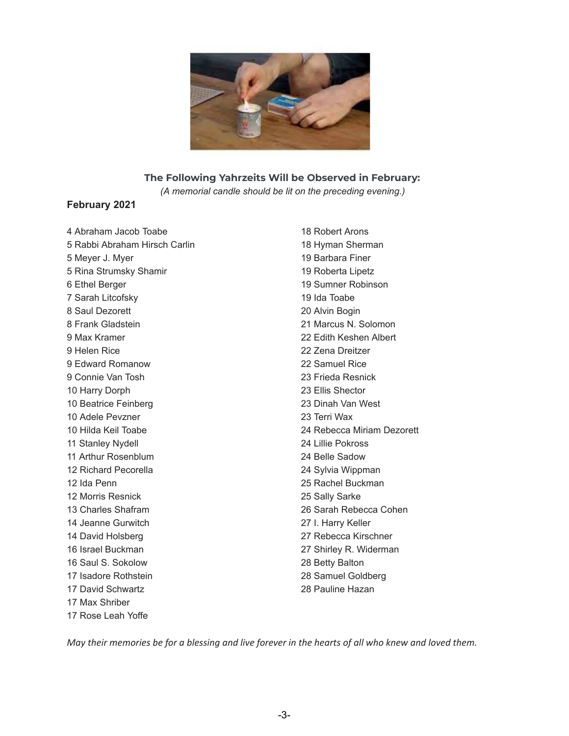### The Following Yahrzeits Will be Observed in February:

*(A memorial candle should be lit on the preceding evening.)*

**February 2021**

4 Abraham Jacob Toabe
5 Rabbi Abraham Hirsch Carlin
5 Meyer J. Myer
5 Rina Strumsky Shamir
6 Ethel Berger
7 Sarah Litcofsky
8 Saul Dezorett
8 Frank Gladstein
9 Max Kramer
9 Helen Rice
9 Edward Romanow
9 Connie Van Tosh
10 Harry Dorph
10 Beatrice Feinberg
10 Adele Pevzner
10 Hilda Keil Toabe
11 Stanley Nydell
11 Arthur Rosenblum
12 Richard Pecorella
12 Ida Penn
12 Morris Resnick
13 Charles Shafram
14 Jeanne Gurwitch
14 David Holsberg
16 Israel Buckman
16 Saul S. Sokolow
17 Isadore Rothstein
17 David Schwartz
17 Max Shriber
17 Rose Leah Yoffe
18 Robert Arons
18 Hyman Sherman
19 Barbara Finer
19 Roberta Lipetz
19 Sumner Robinson
19 Ida Toabe
20 Alvin Bogin
21 Marcus N. Solomon
22 Edith Keshen Albert
22 Zena Dreitzer
22 Samuel Rice
23 Frieda Resnick
23 Ellis Shector
23 Dinah Van West
23 Terri Wax
24 Rebecca Miriam Dezorett
24 Lillie Pokross
24 Belle Sadow
24 Sylvia Wippman
25 Rachel Buckman
25 Sally Sarke
26 Sarah Rebecca Cohen
27 I. Harry Keller
27 Rebecca Kirschner
27 Shirley R. Widerman
28 Betty Balton
28 Samuel Goldberg
28 Pauline Hazan

*May their memories be for a blessing and live forever in the hearts of all who knew and loved them.*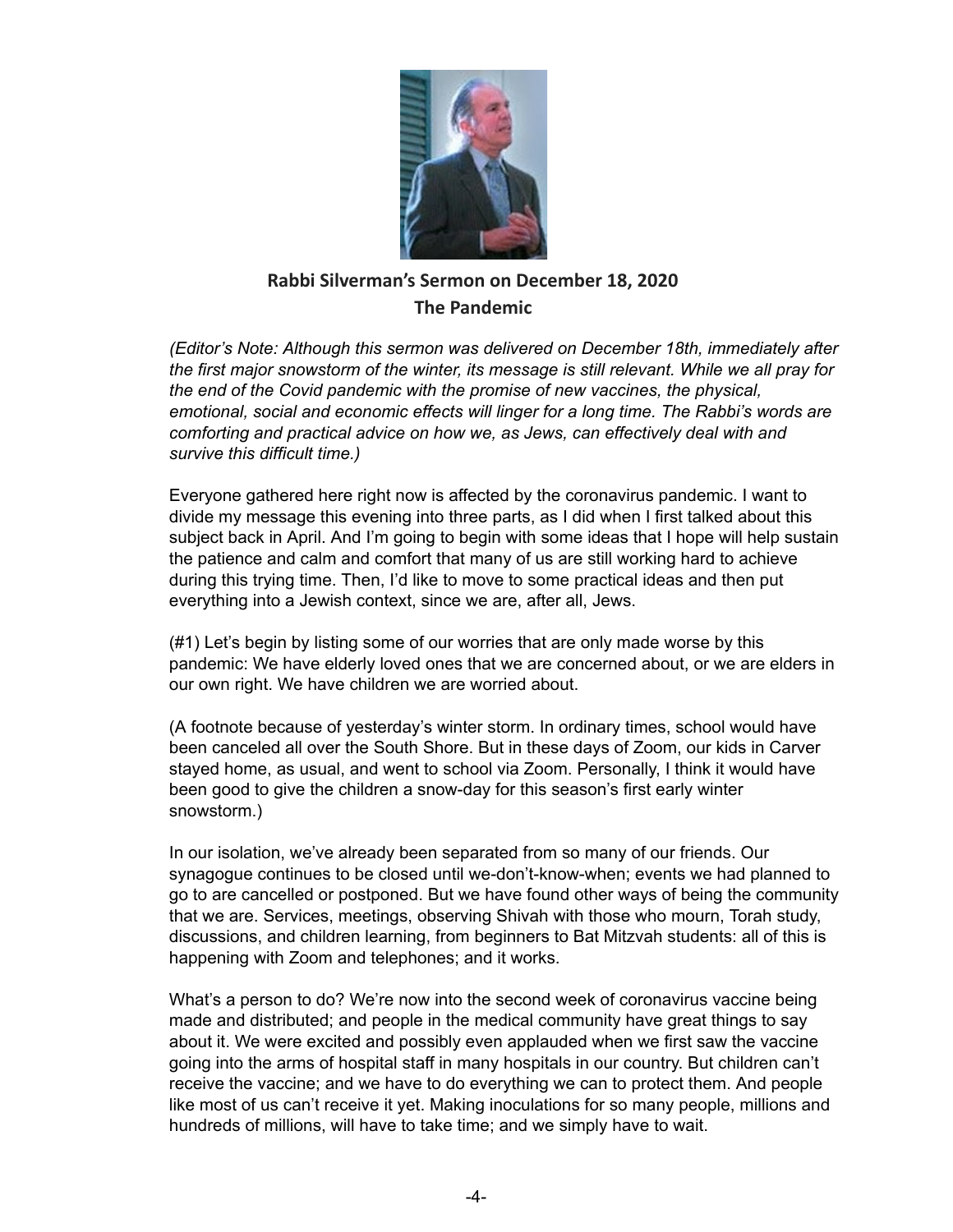## Rabbi Silverman's Sermon on December 18, 2020
### The Pandemic

*(Editor's Note: Although this sermon was delivered on December 18th, immediately after the first major snowstorm of the winter, its message is still relevant. While we all pray for the end of the Covid pandemic with the promise of new vaccines, the physical, emotional, social and economic effects will linger for a long time. The Rabbi's words are comforting and practical advice on how we, as Jews, can effectively deal with and survive this difficult time.)*

Everyone gathered here right now is affected by the coronavirus pandemic. I want to divide my message this evening into three parts, as I did when I first talked about this subject back in April. And I'm going to begin with some ideas that I hope will help sustain the patience and calm and comfort that many of us are still working hard to achieve during this trying time. Then, I'd like to move to some practical ideas and then put everything into a Jewish context, since we are, after all, Jews.

(#1) Let's begin by listing some of our worries that are only made worse by this pandemic: We have elderly loved ones that we are concerned about, or we are elders in our own right. We have children we are worried about.

(A footnote because of yesterday's winter storm. In ordinary times, school would have been canceled all over the South Shore. But in these days of Zoom, our kids in Carver stayed home, as usual, and went to school via Zoom. Personally, I think it would have been good to give the children a snow-day for this season's first early winter snowstorm.)

In our isolation, we've already been separated from so many of our friends. Our synagogue continues to be closed until we-don't-know-when; events we had planned to go to are cancelled or postponed. But we have found other ways of being the community that we are. Services, meetings, observing Shivah with those who mourn, Torah study, discussions, and children learning, from beginners to Bat Mitzvah students: all of this is happening with Zoom and telephones; and it works.

What's a person to do? We're now into the second week of coronavirus vaccine being made and distributed; and people in the medical community have great things to say about it. We were excited and possibly even applauded when we first saw the vaccine going into the arms of hospital staff in many hospitals in our country. But children can't receive the vaccine; and we have to do everything we can to protect them. And people like most of us can't receive it yet. Making inoculations for so many people, millions and hundreds of millions, will have to take time; and we simply have to wait.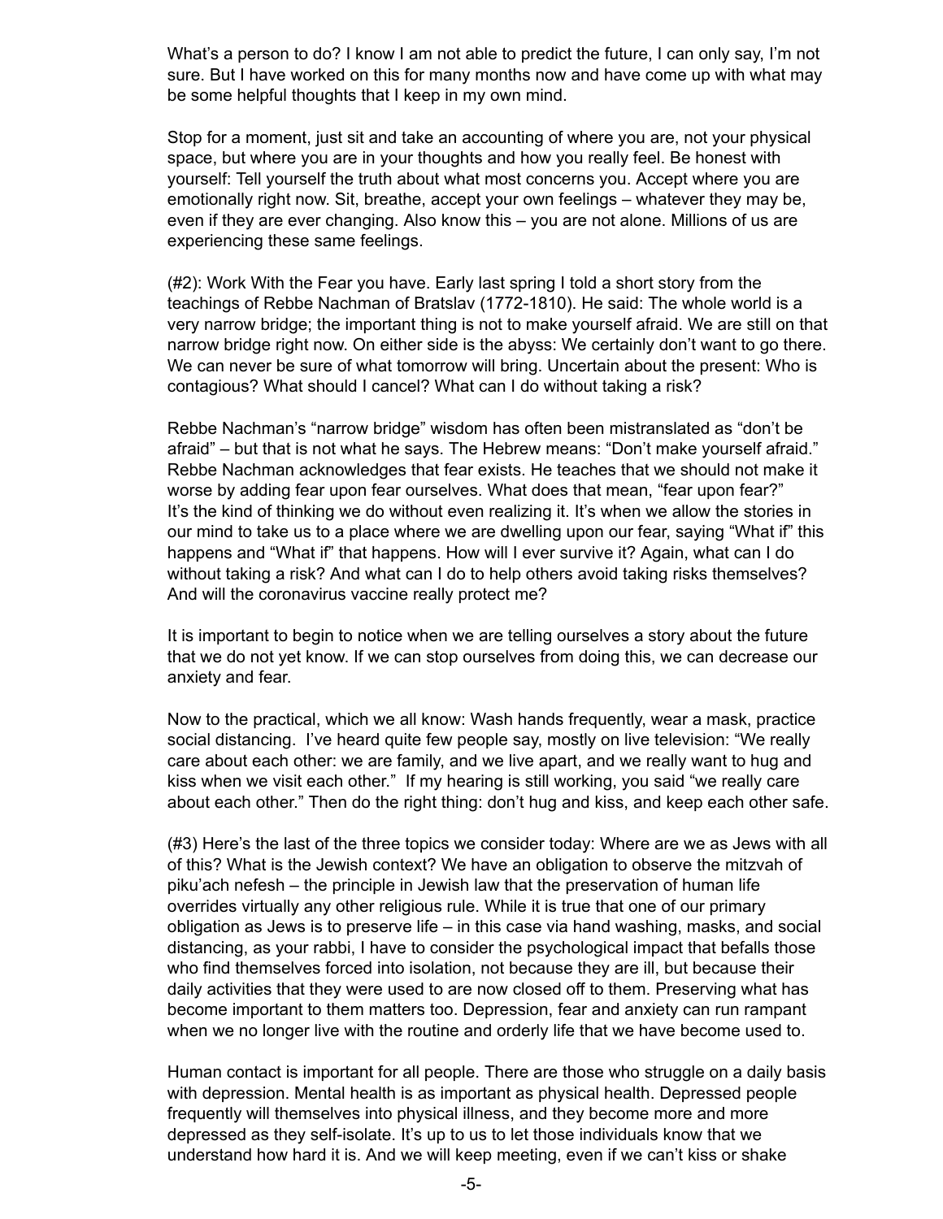What's a person to do? I know I am not able to predict the future, I can only say, I'm not sure. But I have worked on this for many months now and have come up with what may be some helpful thoughts that I keep in my own mind.

Stop for a moment, just sit and take an accounting of where you are, not your physical space, but where you are in your thoughts and how you really feel. Be honest with yourself: Tell yourself the truth about what most concerns you. Accept where you are emotionally right now. Sit, breathe, accept your own feelings – whatever they may be, even if they are ever changing. Also know this – you are not alone. Millions of us are experiencing these same feelings.

(#2): Work With the Fear you have. Early last spring I told a short story from the teachings of Rebbe Nachman of Bratslav (1772-1810). He said: The whole world is a very narrow bridge; the important thing is not to make yourself afraid. We are still on that narrow bridge right now. On either side is the abyss: We certainly don't want to go there. We can never be sure of what tomorrow will bring. Uncertain about the present: Who is contagious? What should I cancel? What can I do without taking a risk?

Rebbe Nachman's "narrow bridge" wisdom has often been mistranslated as "don't be afraid" – but that is not what he says. The Hebrew means: "Don't make yourself afraid." Rebbe Nachman acknowledges that fear exists. He teaches that we should not make it worse by adding fear upon fear ourselves. What does that mean, "fear upon fear?" It's the kind of thinking we do without even realizing it. It's when we allow the stories in our mind to take us to a place where we are dwelling upon our fear, saying "What if" this happens and "What if" that happens. How will I ever survive it? Again, what can I do without taking a risk? And what can I do to help others avoid taking risks themselves? And will the coronavirus vaccine really protect me?

It is important to begin to notice when we are telling ourselves a story about the future that we do not yet know. If we can stop ourselves from doing this, we can decrease our anxiety and fear.

Now to the practical, which we all know: Wash hands frequently, wear a mask, practice social distancing. I've heard quite few people say, mostly on live television: "We really care about each other: we are family, and we live apart, and we really want to hug and kiss when we visit each other." If my hearing is still working, you said "we really care about each other." Then do the right thing: don't hug and kiss, and keep each other safe.

(#3) Here's the last of the three topics we consider today: Where are we as Jews with all of this? What is the Jewish context? We have an obligation to observe the mitzvah of piku'ach nefesh – the principle in Jewish law that the preservation of human life overrides virtually any other religious rule. While it is true that one of our primary obligation as Jews is to preserve life – in this case via hand washing, masks, and social distancing, as your rabbi, I have to consider the psychological impact that befalls those who find themselves forced into isolation, not because they are ill, but because their daily activities that they were used to are now closed off to them. Preserving what has become important to them matters too. Depression, fear and anxiety can run rampant when we no longer live with the routine and orderly life that we have become used to.

Human contact is important for all people. There are those who struggle on a daily basis with depression. Mental health is as important as physical health. Depressed people frequently will themselves into physical illness, and they become more and more depressed as they self-isolate. It's up to us to let those individuals know that we understand how hard it is. And we will keep meeting, even if we can't kiss or shake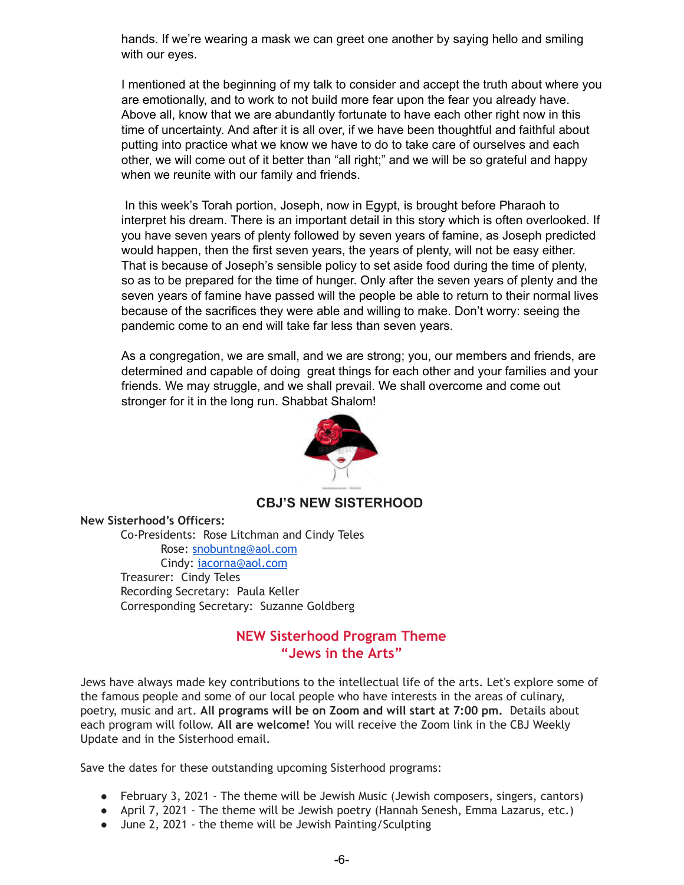hands. If we're wearing a mask we can greet one another by saying hello and smiling with our eyes.

I mentioned at the beginning of my talk to consider and accept the truth about where you are emotionally, and to work to not build more fear upon the fear you already have. Above all, know that we are abundantly fortunate to have each other right now in this time of uncertainty. And after it is all over, if we have been thoughtful and faithful about putting into practice what we know we have to do to take care of ourselves and each other, we will come out of it better than "all right;" and we will be so grateful and happy when we reunite with our family and friends.

In this week's Torah portion, Joseph, now in Egypt, is brought before Pharaoh to interpret his dream. There is an important detail in this story which is often overlooked. If you have seven years of plenty followed by seven years of famine, as Joseph predicted would happen, then the first seven years, the years of plenty, will not be easy either. That is because of Joseph's sensible policy to set aside food during the time of plenty, so as to be prepared for the time of hunger. Only after the seven years of plenty and the seven years of famine have passed will the people be able to return to their normal lives because of the sacrifices they were able and willing to make. Don't worry: seeing the pandemic come to an end will take far less than seven years.

As a congregation, we are small, and we are strong; you, our members and friends, are determined and capable of doing great things for each other and your families and your friends. We may struggle, and we shall prevail. We shall overcome and come out stronger for it in the long run. Shabbat Shalom!

## CBJ'S NEW SISTERHOOD

**New Sisterhood's Officers:**

Co-Presidents: Rose Litchman and Cindy Teles
Rose: snobuntng@aol.com
Cindy: iacorna@aol.com
Treasurer: Cindy Teles
Recording Secretary: Paula Keller
Corresponding Secretary: Suzanne Goldberg

### NEW Sisterhood Program Theme
### "Jews in the Arts"

Jews have always made key contributions to the intellectual life of the arts. Let's explore some of the famous people and some of our local people who have interests in the areas of culinary, poetry, music and art. **All programs will be on Zoom and will start at 7:00 pm.** Details about each program will follow. **All are welcome!** You will receive the Zoom link in the CBJ Weekly Update and in the Sisterhood email.

Save the dates for these outstanding upcoming Sisterhood programs:

- February 3, 2021 - The theme will be Jewish Music (Jewish composers, singers, cantors)
- April 7, 2021 - The theme will be Jewish poetry (Hannah Senesh, Emma Lazarus, etc.)
- June 2, 2021 - the theme will be Jewish Painting/Sculpting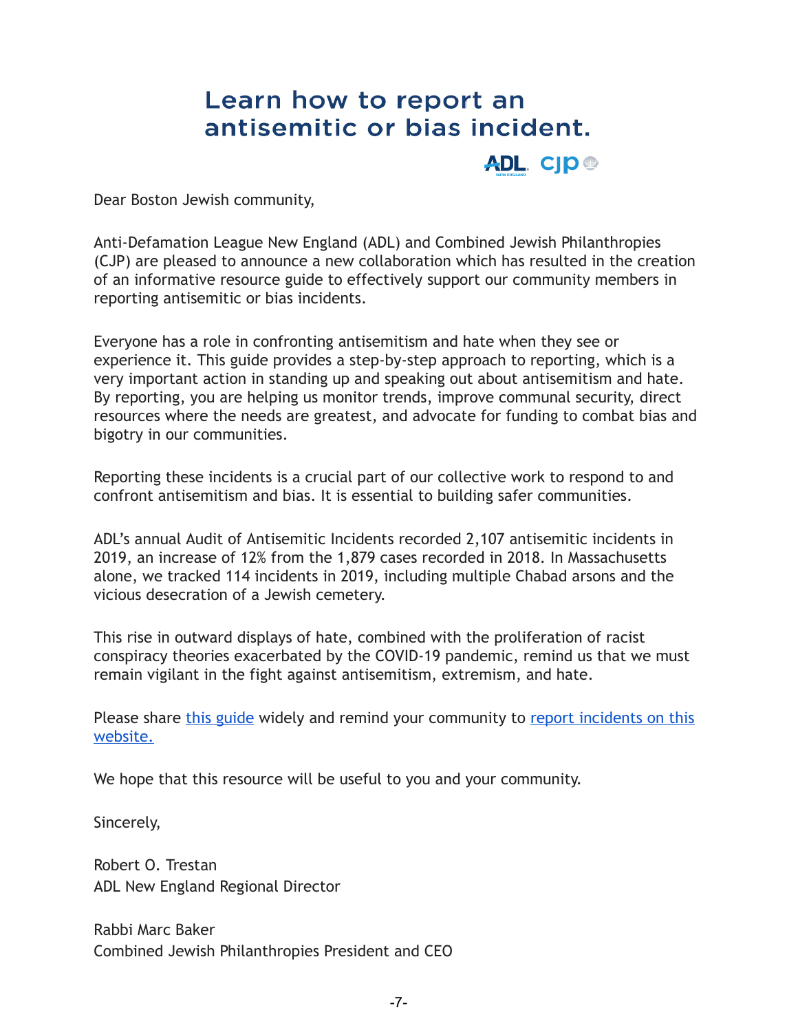# Learn how to report an antisemitic or bias incident.

Dear Boston Jewish community,

Anti-Defamation League New England (ADL) and Combined Jewish Philanthropies (CJP) are pleased to announce a new collaboration which has resulted in the creation of an informative resource guide to effectively support our community members in reporting antisemitic or bias incidents.

Everyone has a role in confronting antisemitism and hate when they see or experience it. This guide provides a step-by-step approach to reporting, which is a very important action in standing up and speaking out about antisemitism and hate. By reporting, you are helping us monitor trends, improve communal security, direct resources where the needs are greatest, and advocate for funding to combat bias and bigotry in our communities.

Reporting these incidents is a crucial part of our collective work to respond to and confront antisemitism and bias. It is essential to building safer communities.

ADL's annual Audit of Antisemitic Incidents recorded 2,107 antisemitic incidents in 2019, an increase of 12% from the 1,879 cases recorded in 2018. In Massachusetts alone, we tracked 114 incidents in 2019, including multiple Chabad arsons and the vicious desecration of a Jewish cemetery.

This rise in outward displays of hate, combined with the proliferation of racist conspiracy theories exacerbated by the COVID-19 pandemic, remind us that we must remain vigilant in the fight against antisemitism, extremism, and hate.

Please share this guide widely and remind your community to report incidents on this website.

We hope that this resource will be useful to you and your community.

Sincerely,

Robert O. Trestan
ADL New England Regional Director

Rabbi Marc Baker
Combined Jewish Philanthropies President and CEO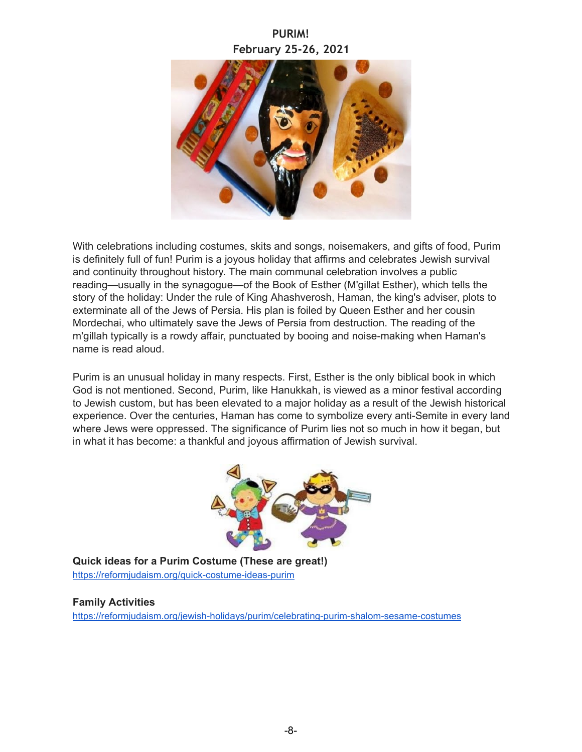# PURIM!
## February 25-26, 2021

With celebrations including costumes, skits and songs, noisemakers, and gifts of food, Purim is definitely full of fun! Purim is a joyous holiday that affirms and celebrates Jewish survival and continuity throughout history. The main communal celebration involves a public reading—usually in the synagogue—of the Book of Esther (M'gillat Esther), which tells the story of the holiday: Under the rule of King Ahashverosh, Haman, the king's adviser, plots to exterminate all of the Jews of Persia. His plan is foiled by Queen Esther and her cousin Mordechai, who ultimately save the Jews of Persia from destruction. The reading of the m'gillah typically is a rowdy affair, punctuated by booing and noise-making when Haman's name is read aloud.

Purim is an unusual holiday in many respects. First, Esther is the only biblical book in which God is not mentioned. Second, Purim, like Hanukkah, is viewed as a minor festival according to Jewish custom, but has been elevated to a major holiday as a result of the Jewish historical experience. Over the centuries, Haman has come to symbolize every anti-Semite in every land where Jews were oppressed. The significance of Purim lies not so much in how it began, but in what it has become: a thankful and joyous affirmation of Jewish survival.

**Quick ideas for a Purim Costume (These are great!)**
https://reformjudaism.org/quick-costume-ideas-purim

**Family Activities**
https://reformjudaism.org/jewish-holidays/purim/celebrating-purim-shalom-sesame-costumes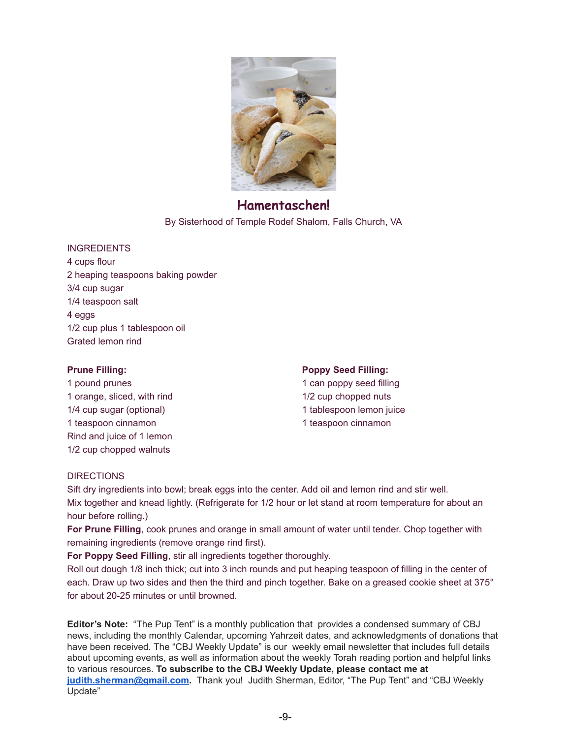# Hamentaschen!

By Sisterhood of Temple Rodef Shalom, Falls Church, VA

INGREDIENTS

4 cups flour
2 heaping teaspoons baking powder
3/4 cup sugar
1/4 teaspoon salt
4 eggs
1/2 cup plus 1 tablespoon oil
Grated lemon rind

**Prune Filling:**

1 pound prunes
1 orange, sliced, with rind
1/4 cup sugar (optional)
1 teaspoon cinnamon
Rind and juice of 1 lemon
1/2 cup chopped walnuts

**Poppy Seed Filling:**

1 can poppy seed filling
1/2 cup chopped nuts
1 tablespoon lemon juice
1 teaspoon cinnamon

DIRECTIONS

Sift dry ingredients into bowl; break eggs into the center. Add oil and lemon rind and stir well.
Mix together and knead lightly. (Refrigerate for 1/2 hour or let stand at room temperature for about an hour before rolling.)

**For Prune Filling**, cook prunes and orange in small amount of water until tender. Chop together with remaining ingredients (remove orange rind first).

**For Poppy Seed Filling**, stir all ingredients together thoroughly.

Roll out dough 1/8 inch thick; cut into 3 inch rounds and put heaping teaspoon of filling in the center of each. Draw up two sides and then the third and pinch together. Bake on a greased cookie sheet at 375° for about 20-25 minutes or until browned.

**Editor's Note:** "The Pup Tent" is a monthly publication that provides a condensed summary of CBJ news, including the monthly Calendar, upcoming Yahrzeit dates, and acknowledgments of donations that have been received. The "CBJ Weekly Update" is our weekly email newsletter that includes full details about upcoming events, as well as information about the weekly Torah reading portion and helpful links to various resources. **To subscribe to the CBJ Weekly Update, please contact me at judith.sherman@gmail.com.** Thank you! Judith Sherman, Editor, "The Pup Tent" and "CBJ Weekly Update"